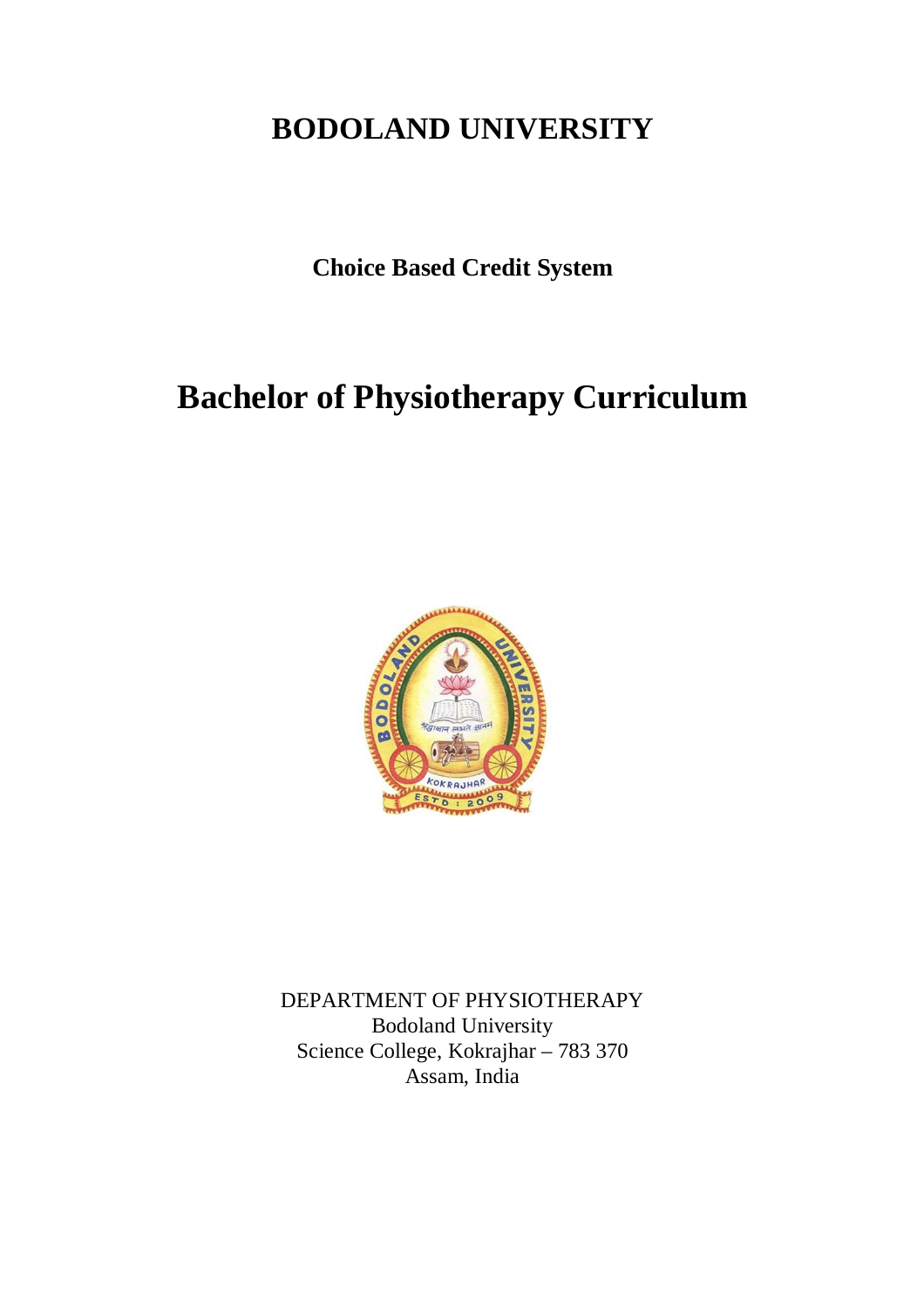# BODOLAND UNIVERSITY

**Choice Based Credit System**

# Bachelor of Physiotherapy Curriculum

DEPARTMENT OF PHYSIOTHERAPY
Bodoland University
Science College, Kokrajhar – 783 370
Assam, India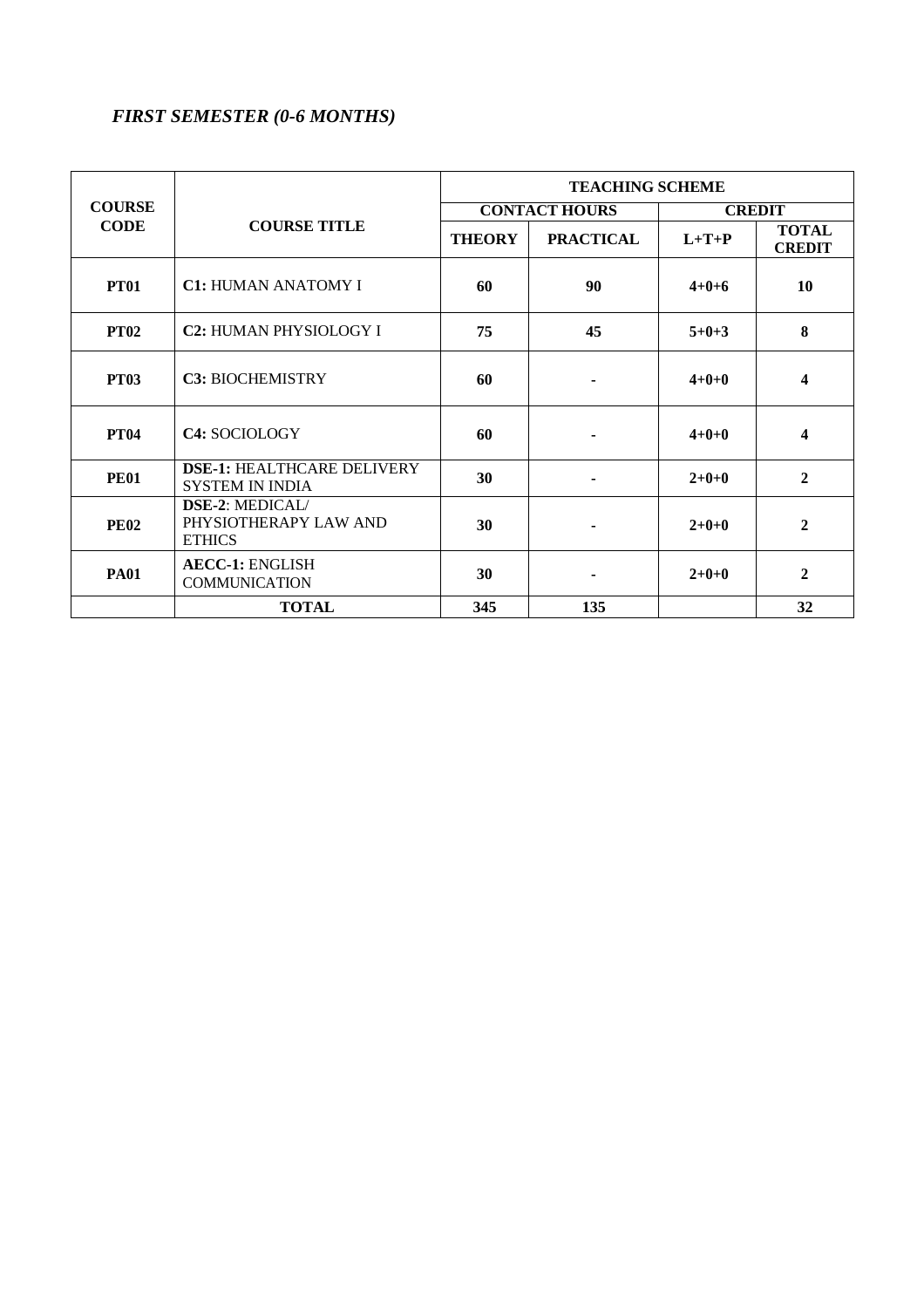*FIRST SEMESTER (0-6 MONTHS)*

| COURSE CODE | COURSE TITLE | TEACHING SCHEME | | | |
|---|---|---|---|---|---|
| | | CONTACT HOURS | | CREDIT | |
| | | THEORY | PRACTICAL | L+T+P | TOTAL CREDIT |
| **PT01** | **C1:** HUMAN ANATOMY I | **60** | **90** | **4+0+6** | **10** |
| **PT02** | **C2:** HUMAN PHYSIOLOGY I | **75** | **45** | **5+0+3** | **8** |
| **PT03** | **C3:** BIOCHEMISTRY | **60** | **-** | **4+0+0** | **4** |
| **PT04** | **C4:** SOCIOLOGY | **60** | **-** | **4+0+0** | **4** |
| **PE01** | **DSE-1:** HEALTHCARE DELIVERY SYSTEM IN INDIA | **30** | **-** | **2+0+0** | **2** |
| **PE02** | **DSE-2**: MEDICAL/ PHYSIOTHERAPY LAW AND ETHICS | **30** | **-** | **2+0+0** | **2** |
| **PA01** | **AECC-1:** ENGLISH COMMUNICATION | **30** | **-** | **2+0+0** | **2** |
| | **TOTAL** | **345** | **135** | | **32** |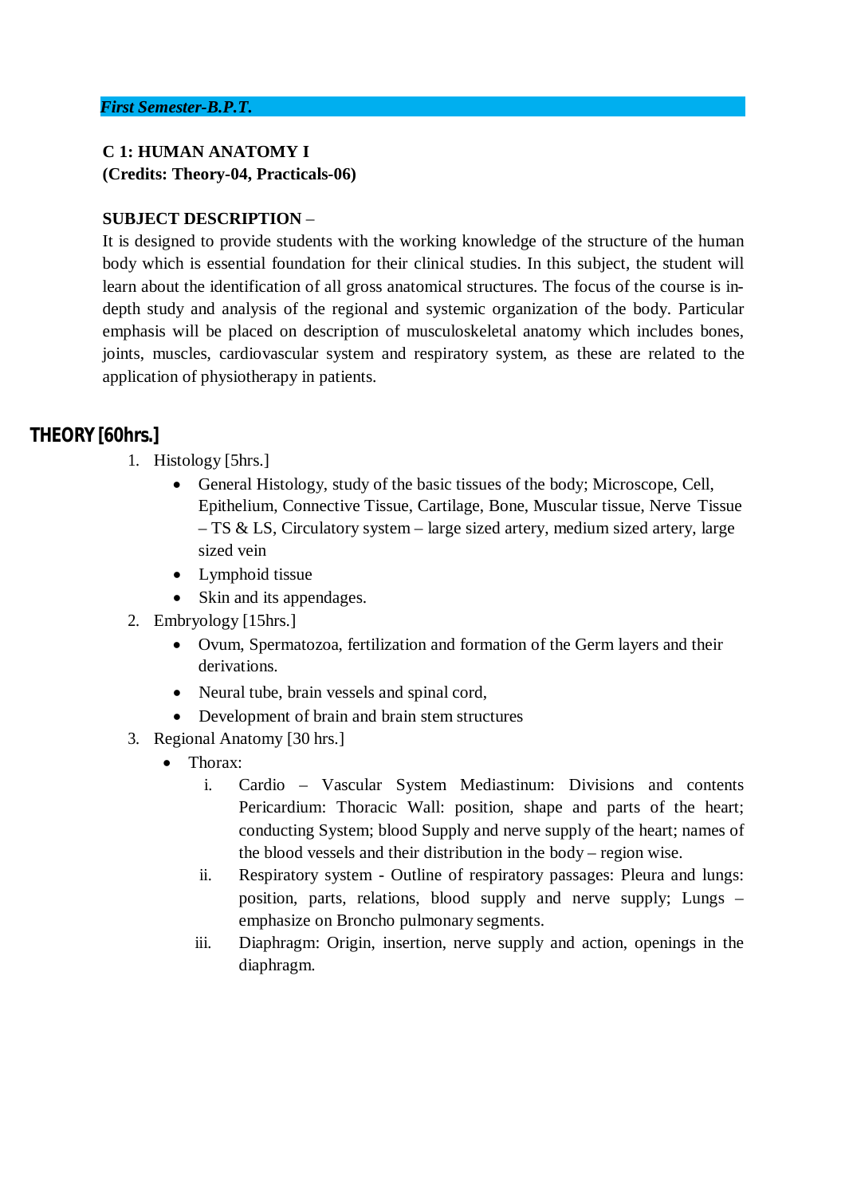*First Semester-B.P.T.*

**C 1: HUMAN ANATOMY I**
**(Credits: Theory-04, Practicals-06)**

**SUBJECT DESCRIPTION –**
It is designed to provide students with the working knowledge of the structure of the human body which is essential foundation for their clinical studies. In this subject, the student will learn about the identification of all gross anatomical structures. The focus of the course is in-depth study and analysis of the regional and systemic organization of the body. Particular emphasis will be placed on description of musculoskeletal anatomy which includes bones, joints, muscles, cardiovascular system and respiratory system, as these are related to the application of physiotherapy in patients.

## THEORY [60hrs.]

1. Histology [5hrs.]
   - General Histology, study of the basic tissues of the body; Microscope, Cell, Epithelium, Connective Tissue, Cartilage, Bone, Muscular tissue, Nerve Tissue – TS & LS, Circulatory system – large sized artery, medium sized artery, large sized vein
   - Lymphoid tissue
   - Skin and its appendages.
2. Embryology [15hrs.]
   - Ovum, Spermatozoa, fertilization and formation of the Germ layers and their derivations.
   - Neural tube, brain vessels and spinal cord,
   - Development of brain and brain stem structures
3. Regional Anatomy [30 hrs.]
   - Thorax:
     i. Cardio – Vascular System Mediastinum: Divisions and contents Pericardium: Thoracic Wall: position, shape and parts of the heart; conducting System; blood Supply and nerve supply of the heart; names of the blood vessels and their distribution in the body – region wise.
     ii. Respiratory system - Outline of respiratory passages: Pleura and lungs: position, parts, relations, blood supply and nerve supply; Lungs – emphasize on Broncho pulmonary segments.
     iii. Diaphragm: Origin, insertion, nerve supply and action, openings in the diaphragm.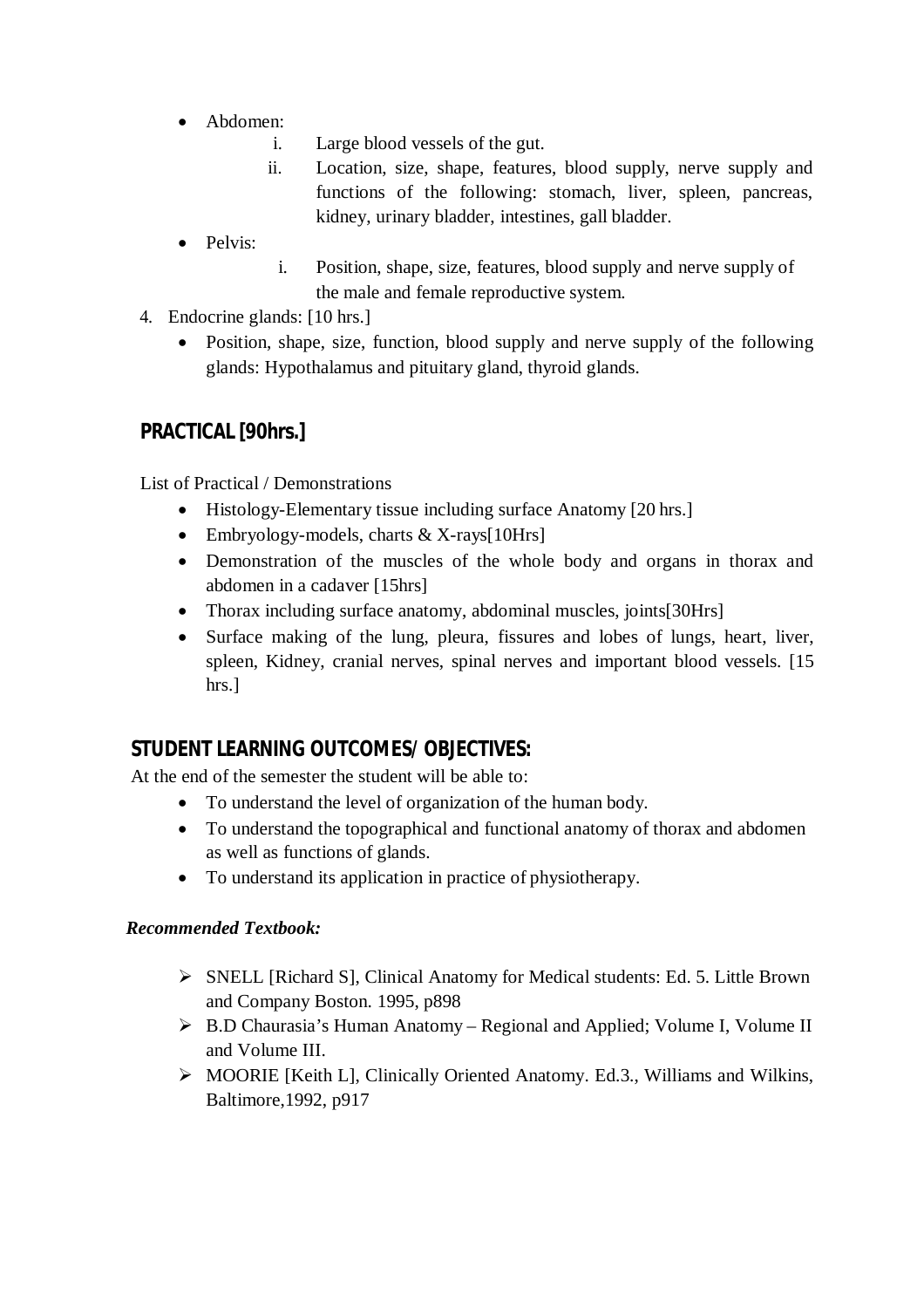- Abdomen:
    i. Large blood vessels of the gut.
    ii. Location, size, shape, features, blood supply, nerve supply and functions of the following: stomach, liver, spleen, pancreas, kidney, urinary bladder, intestines, gall bladder.
- Pelvis:
    i. Position, shape, size, features, blood supply and nerve supply of the male and female reproductive system.

4. Endocrine glands: [10 hrs.]
    - Position, shape, size, function, blood supply and nerve supply of the following glands: Hypothalamus and pituitary gland, thyroid glands.

## PRACTICAL [90hrs.]

List of Practical / Demonstrations

- Histology-Elementary tissue including surface Anatomy [20 hrs.]
- Embryology-models, charts & X-rays[10Hrs]
- Demonstration of the muscles of the whole body and organs in thorax and abdomen in a cadaver [15hrs]
- Thorax including surface anatomy, abdominal muscles, joints[30Hrs]
- Surface making of the lung, pleura, fissures and lobes of lungs, heart, liver, spleen, Kidney, cranial nerves, spinal nerves and important blood vessels. [15 hrs.]

## STUDENT LEARNING OUTCOMES/ OBJECTIVES:

At the end of the semester the student will be able to:

- To understand the level of organization of the human body.
- To understand the topographical and functional anatomy of thorax and abdomen as well as functions of glands.
- To understand its application in practice of physiotherapy.

***Recommended Textbook:***

- SNELL [Richard S], Clinical Anatomy for Medical students: Ed. 5. Little Brown and Company Boston. 1995, p898
- B.D Chaurasia's Human Anatomy – Regional and Applied; Volume I, Volume II and Volume III.
- MOORIE [Keith L], Clinically Oriented Anatomy. Ed.3., Williams and Wilkins, Baltimore,1992, p917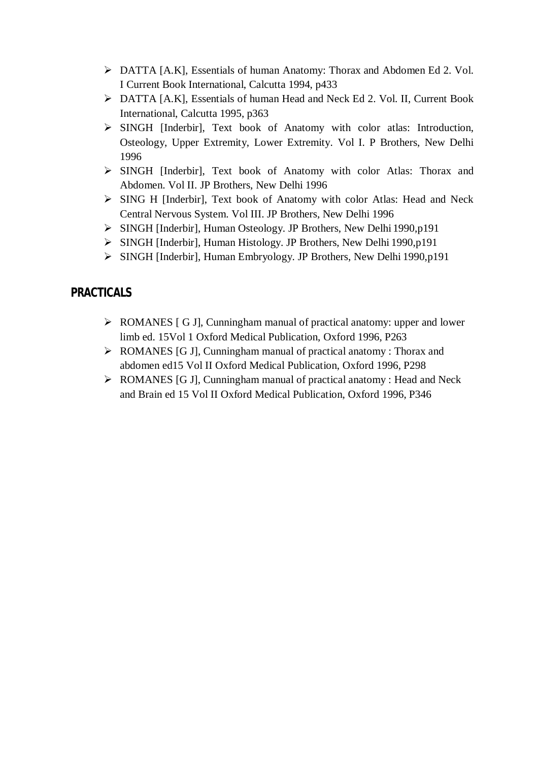- DATTA [A.K], Essentials of human Anatomy: Thorax and Abdomen Ed 2. Vol. I Current Book International, Calcutta 1994, p433
- DATTA [A.K], Essentials of human Head and Neck Ed 2. Vol. II, Current Book International, Calcutta 1995, p363
- SINGH [Inderbir], Text book of Anatomy with color atlas: Introduction, Osteology, Upper Extremity, Lower Extremity. Vol I. P Brothers, New Delhi 1996
- SINGH [Inderbir], Text book of Anatomy with color Atlas: Thorax and Abdomen. Vol II. JP Brothers, New Delhi 1996
- SING H [Inderbir], Text book of Anatomy with color Atlas: Head and Neck Central Nervous System. Vol III. JP Brothers, New Delhi 1996
- SINGH [Inderbir], Human Osteology. JP Brothers, New Delhi 1990,p191
- SINGH [Inderbir], Human Histology. JP Brothers, New Delhi 1990,p191
- SINGH [Inderbir], Human Embryology. JP Brothers, New Delhi 1990,p191

## PRACTICALS

- ROMANES [ G J], Cunningham manual of practical anatomy: upper and lower limb ed. 15Vol 1 Oxford Medical Publication, Oxford 1996, P263
- ROMANES [G J], Cunningham manual of practical anatomy : Thorax and abdomen ed15 Vol II Oxford Medical Publication, Oxford 1996, P298
- ROMANES [G J], Cunningham manual of practical anatomy : Head and Neck and Brain ed 15 Vol II Oxford Medical Publication, Oxford 1996, P346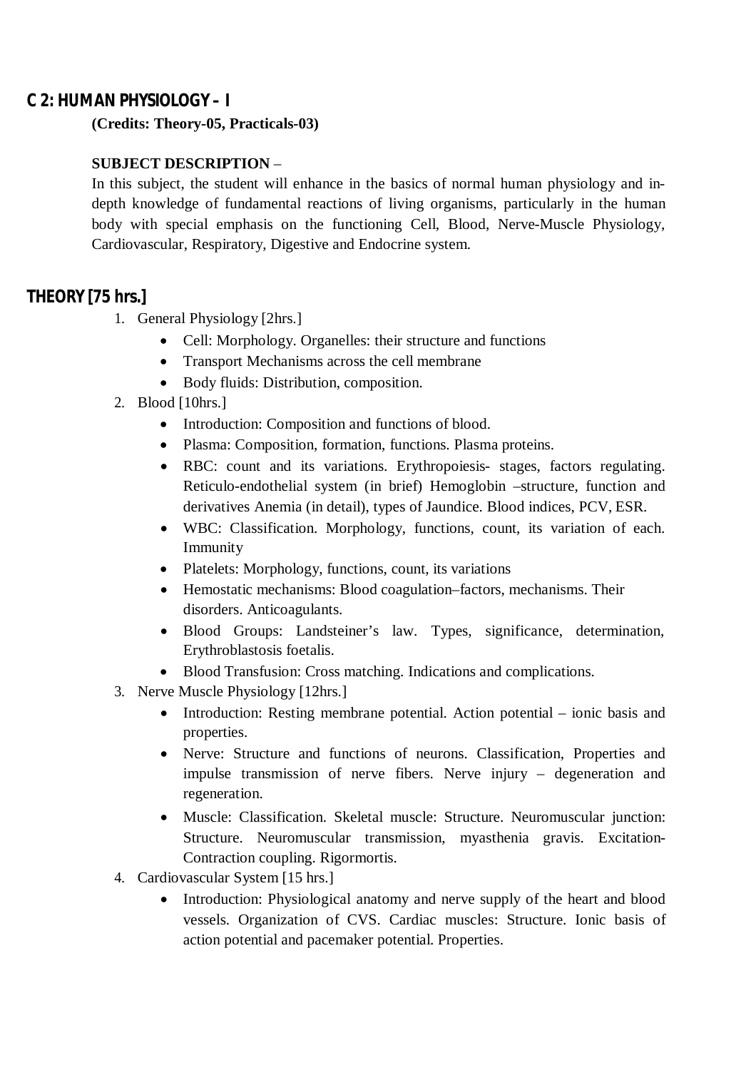## C 2: HUMAN PHYSIOLOGY – I

**(Credits: Theory-05, Practicals-03)**

**SUBJECT DESCRIPTION** –

In this subject, the student will enhance in the basics of normal human physiology and in-depth knowledge of fundamental reactions of living organisms, particularly in the human body with special emphasis on the functioning Cell, Blood, Nerve-Muscle Physiology, Cardiovascular, Respiratory, Digestive and Endocrine system.

## THEORY [75 hrs.]

1. General Physiology [2hrs.]
   - Cell: Morphology. Organelles: their structure and functions
   - Transport Mechanisms across the cell membrane
   - Body fluids: Distribution, composition.
2. Blood [10hrs.]
   - Introduction: Composition and functions of blood.
   - Plasma: Composition, formation, functions. Plasma proteins.
   - RBC: count and its variations. Erythropoiesis- stages, factors regulating. Reticulo-endothelial system (in brief) Hemoglobin –structure, function and derivatives Anemia (in detail), types of Jaundice. Blood indices, PCV, ESR.
   - WBC: Classification. Morphology, functions, count, its variation of each. Immunity
   - Platelets: Morphology, functions, count, its variations
   - Hemostatic mechanisms: Blood coagulation–factors, mechanisms. Their disorders. Anticoagulants.
   - Blood Groups: Landsteiner's law. Types, significance, determination, Erythroblastosis foetalis.
   - Blood Transfusion: Cross matching. Indications and complications.
3. Nerve Muscle Physiology [12hrs.]
   - Introduction: Resting membrane potential. Action potential – ionic basis and properties.
   - Nerve: Structure and functions of neurons. Classification, Properties and impulse transmission of nerve fibers. Nerve injury – degeneration and regeneration.
   - Muscle: Classification. Skeletal muscle: Structure. Neuromuscular junction: Structure. Neuromuscular transmission, myasthenia gravis. Excitation-Contraction coupling. Rigormortis.
4. Cardiovascular System [15 hrs.]
   - Introduction: Physiological anatomy and nerve supply of the heart and blood vessels. Organization of CVS. Cardiac muscles: Structure. Ionic basis of action potential and pacemaker potential. Properties.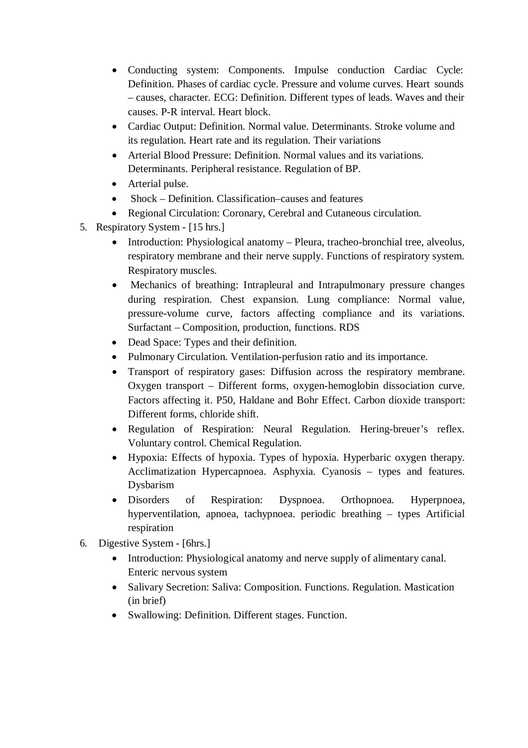- Conducting system: Components. Impulse conduction Cardiac Cycle: Definition. Phases of cardiac cycle. Pressure and volume curves. Heart sounds – causes, character. ECG: Definition. Different types of leads. Waves and their causes. P-R interval. Heart block.
- Cardiac Output: Definition. Normal value. Determinants. Stroke volume and its regulation. Heart rate and its regulation. Their variations
- Arterial Blood Pressure: Definition. Normal values and its variations. Determinants. Peripheral resistance. Regulation of BP.
- Arterial pulse.
- Shock – Definition. Classification–causes and features
- Regional Circulation: Coronary, Cerebral and Cutaneous circulation.

5. Respiratory System - [15 hrs.]
    - Introduction: Physiological anatomy – Pleura, tracheo-bronchial tree, alveolus, respiratory membrane and their nerve supply. Functions of respiratory system. Respiratory muscles.
    - Mechanics of breathing: Intrapleural and Intrapulmonary pressure changes during respiration. Chest expansion. Lung compliance: Normal value, pressure-volume curve, factors affecting compliance and its variations. Surfactant – Composition, production, functions. RDS
    - Dead Space: Types and their definition.
    - Pulmonary Circulation. Ventilation-perfusion ratio and its importance.
    - Transport of respiratory gases: Diffusion across the respiratory membrane. Oxygen transport – Different forms, oxygen-hemoglobin dissociation curve. Factors affecting it. P50, Haldane and Bohr Effect. Carbon dioxide transport: Different forms, chloride shift.
    - Regulation of Respiration: Neural Regulation. Hering-breuer's reflex. Voluntary control. Chemical Regulation.
    - Hypoxia: Effects of hypoxia. Types of hypoxia. Hyperbaric oxygen therapy. Acclimatization Hypercapnoea. Asphyxia. Cyanosis – types and features. Dysbarism
    - Disorders of Respiration: Dyspnoea. Orthopnoea. Hyperpnoea, hyperventilation, apnoea, tachypnoea. periodic breathing – types Artificial respiration

6. Digestive System - [6hrs.]
    - Introduction: Physiological anatomy and nerve supply of alimentary canal. Enteric nervous system
    - Salivary Secretion: Saliva: Composition. Functions. Regulation. Mastication (in brief)
    - Swallowing: Definition. Different stages. Function.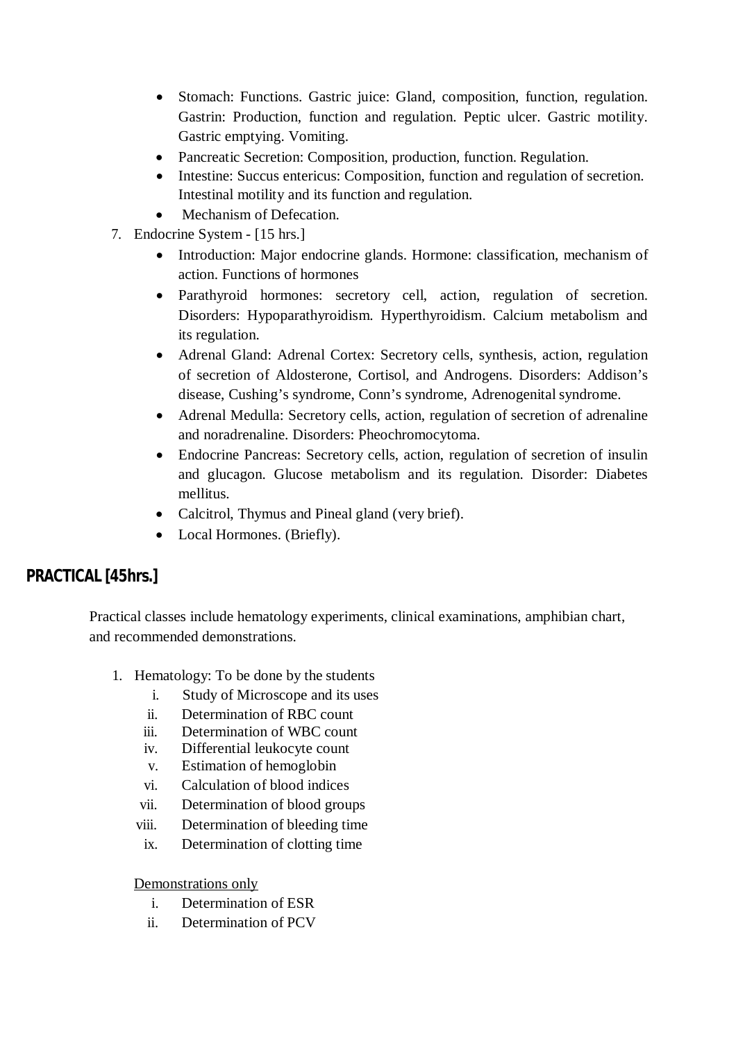- Stomach: Functions. Gastric juice: Gland, composition, function, regulation. Gastrin: Production, function and regulation. Peptic ulcer. Gastric motility. Gastric emptying. Vomiting.
- Pancreatic Secretion: Composition, production, function. Regulation.
- Intestine: Succus entericus: Composition, function and regulation of secretion. Intestinal motility and its function and regulation.
- Mechanism of Defecation.

7. Endocrine System - [15 hrs.]
   - Introduction: Major endocrine glands. Hormone: classification, mechanism of action. Functions of hormones
   - Parathyroid hormones: secretory cell, action, regulation of secretion. Disorders: Hypoparathyroidism. Hyperthyroidism. Calcium metabolism and its regulation.
   - Adrenal Gland: Adrenal Cortex: Secretory cells, synthesis, action, regulation of secretion of Aldosterone, Cortisol, and Androgens. Disorders: Addison's disease, Cushing's syndrome, Conn's syndrome, Adrenogenital syndrome.
   - Adrenal Medulla: Secretory cells, action, regulation of secretion of adrenaline and noradrenaline. Disorders: Pheochromocytoma.
   - Endocrine Pancreas: Secretory cells, action, regulation of secretion of insulin and glucagon. Glucose metabolism and its regulation. Disorder: Diabetes mellitus.
   - Calcitrol, Thymus and Pineal gland (very brief).
   - Local Hormones. (Briefly).

## PRACTICAL [45hrs.]

Practical classes include hematology experiments, clinical examinations, amphibian chart, and recommended demonstrations.

1. Hematology: To be done by the students
   - i. Study of Microscope and its uses
   - ii. Determination of RBC count
   - iii. Determination of WBC count
   - iv. Differential leukocyte count
   - v. Estimation of hemoglobin
   - vi. Calculation of blood indices
   - vii. Determination of blood groups
   - viii. Determination of bleeding time
   - ix. Determination of clotting time

   <u>Demonstrations only</u>
   - i. Determination of ESR
   - ii. Determination of PCV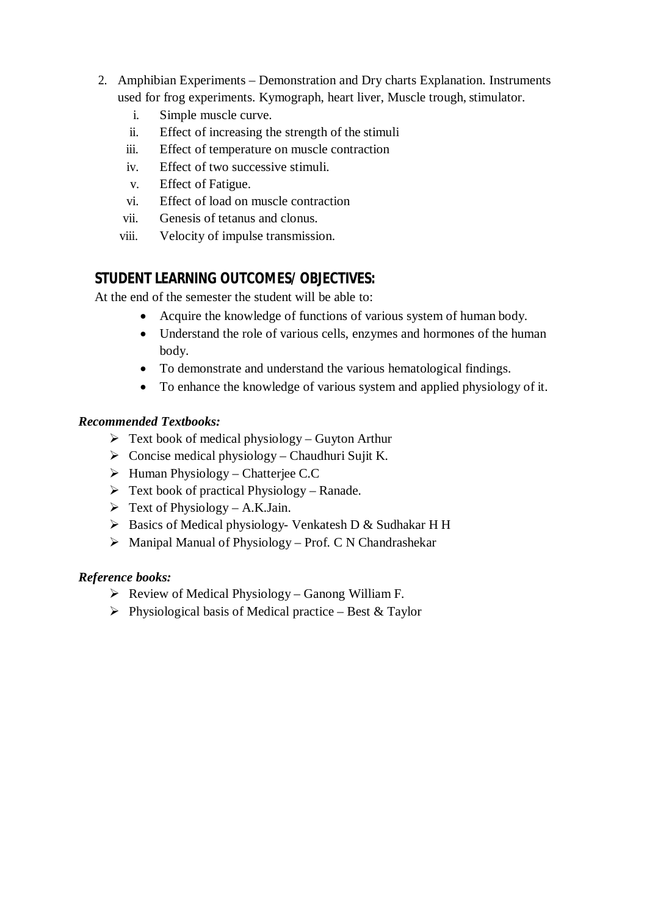2. Amphibian Experiments – Demonstration and Dry charts Explanation. Instruments used for frog experiments. Kymograph, heart liver, Muscle trough, stimulator.
   1. Simple muscle curve.
   2. Effect of increasing the strength of the stimuli
   3. Effect of temperature on muscle contraction
   4. Effect of two successive stimuli.
   5. Effect of Fatigue.
   6. Effect of load on muscle contraction
   7. Genesis of tetanus and clonus.
   8. Velocity of impulse transmission.

## STUDENT LEARNING OUTCOMES/ OBJECTIVES:

At the end of the semester the student will be able to:

- Acquire the knowledge of functions of various system of human body.
- Understand the role of various cells, enzymes and hormones of the human body.
- To demonstrate and understand the various hematological findings.
- To enhance the knowledge of various system and applied physiology of it.

***Recommended Textbooks:***

- Text book of medical physiology – Guyton Arthur
- Concise medical physiology – Chaudhuri Sujit K.
- Human Physiology – Chatterjee C.C
- Text book of practical Physiology – Ranade.
- Text of Physiology – A.K.Jain.
- Basics of Medical physiology- Venkatesh D & Sudhakar H H
- Manipal Manual of Physiology – Prof. C N Chandrashekar

***Reference books:***

- Review of Medical Physiology – Ganong William F.
- Physiological basis of Medical practice – Best & Taylor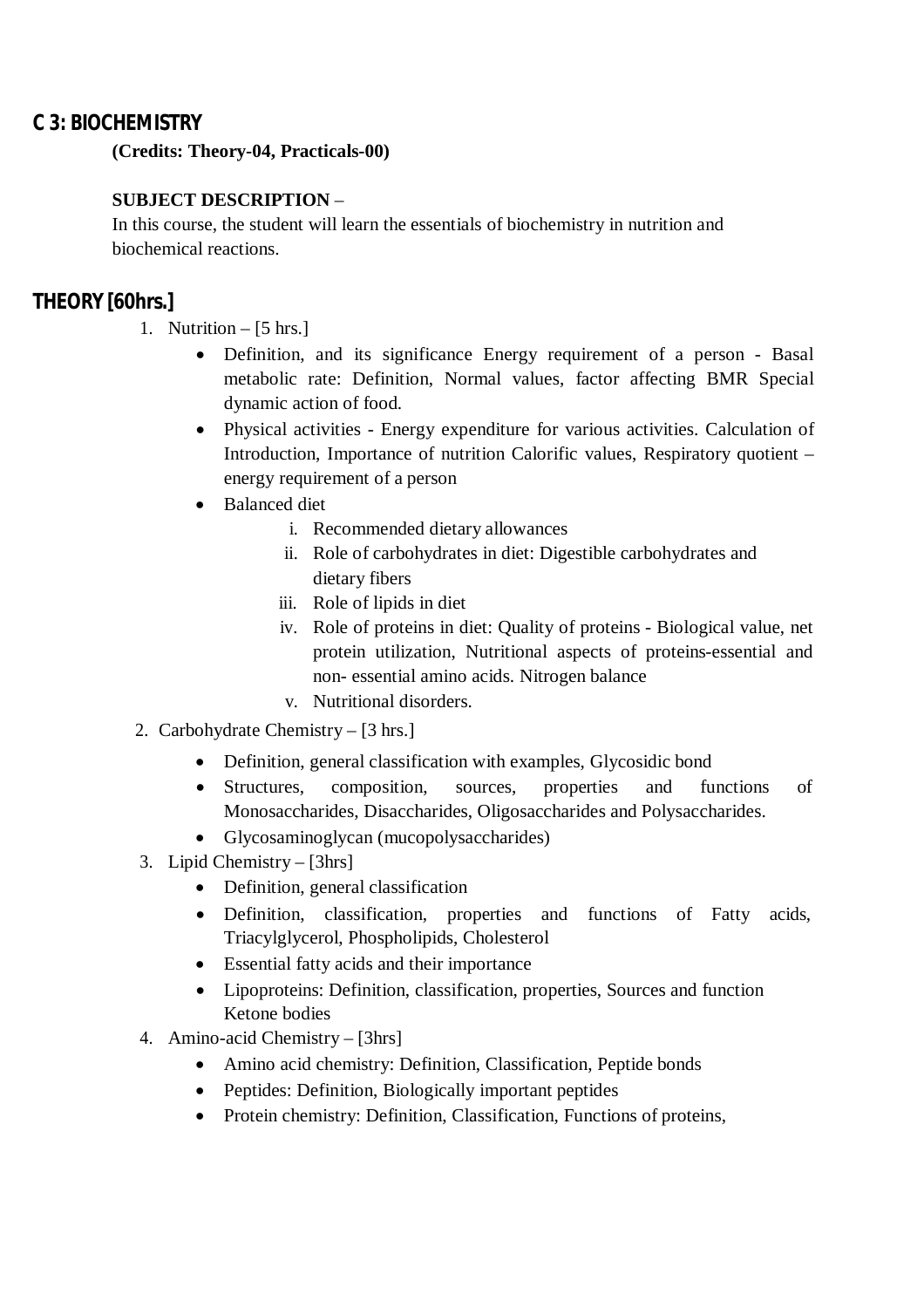## C 3: BIOCHEMISTRY

**(Credits: Theory-04, Practicals-00)**

**SUBJECT DESCRIPTION** –

In this course, the student will learn the essentials of biochemistry in nutrition and biochemical reactions.

## THEORY [60hrs.]

1. Nutrition – [5 hrs.]
   - Definition, and its significance Energy requirement of a person - Basal metabolic rate: Definition, Normal values, factor affecting BMR Special dynamic action of food.
   - Physical activities - Energy expenditure for various activities. Calculation of Introduction, Importance of nutrition Calorific values, Respiratory quotient – energy requirement of a person
   - Balanced diet
     i. Recommended dietary allowances
     ii. Role of carbohydrates in diet: Digestible carbohydrates and dietary fibers
     iii. Role of lipids in diet
     iv. Role of proteins in diet: Quality of proteins - Biological value, net protein utilization, Nutritional aspects of proteins-essential and non- essential amino acids. Nitrogen balance
     v. Nutritional disorders.
2. Carbohydrate Chemistry – [3 hrs.]
   - Definition, general classification with examples, Glycosidic bond
   - Structures, composition, sources, properties and functions of Monosaccharides, Disaccharides, Oligosaccharides and Polysaccharides.
   - Glycosaminoglycan (mucopolysaccharides)
3. Lipid Chemistry – [3hrs]
   - Definition, general classification
   - Definition, classification, properties and functions of Fatty acids, Triacylglycerol, Phospholipids, Cholesterol
   - Essential fatty acids and their importance
   - Lipoproteins: Definition, classification, properties, Sources and function Ketone bodies
4. Amino-acid Chemistry – [3hrs]
   - Amino acid chemistry: Definition, Classification, Peptide bonds
   - Peptides: Definition, Biologically important peptides
   - Protein chemistry: Definition, Classification, Functions of proteins,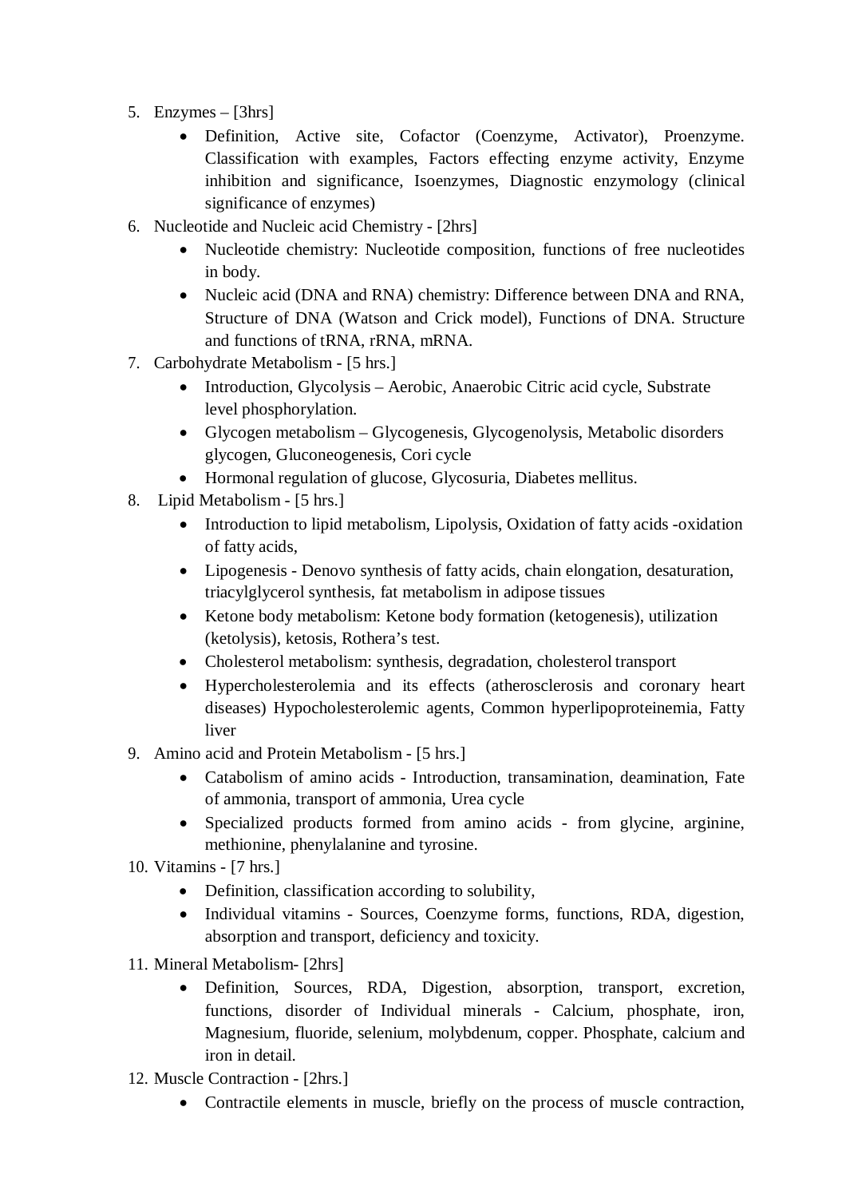5. Enzymes – [3hrs]
    - Definition, Active site, Cofactor (Coenzyme, Activator), Proenzyme. Classification with examples, Factors effecting enzyme activity, Enzyme inhibition and significance, Isoenzymes, Diagnostic enzymology (clinical significance of enzymes)
6. Nucleotide and Nucleic acid Chemistry - [2hrs]
    - Nucleotide chemistry: Nucleotide composition, functions of free nucleotides in body.
    - Nucleic acid (DNA and RNA) chemistry: Difference between DNA and RNA, Structure of DNA (Watson and Crick model), Functions of DNA. Structure and functions of tRNA, rRNA, mRNA.
7. Carbohydrate Metabolism - [5 hrs.]
    - Introduction, Glycolysis – Aerobic, Anaerobic Citric acid cycle, Substrate level phosphorylation.
    - Glycogen metabolism – Glycogenesis, Glycogenolysis, Metabolic disorders glycogen, Gluconeogenesis, Cori cycle
    - Hormonal regulation of glucose, Glycosuria, Diabetes mellitus.
8. Lipid Metabolism - [5 hrs.]
    - Introduction to lipid metabolism, Lipolysis, Oxidation of fatty acids -oxidation of fatty acids,
    - Lipogenesis - Denovo synthesis of fatty acids, chain elongation, desaturation, triacylglycerol synthesis, fat metabolism in adipose tissues
    - Ketone body metabolism: Ketone body formation (ketogenesis), utilization (ketolysis), ketosis, Rothera's test.
    - Cholesterol metabolism: synthesis, degradation, cholesterol transport
    - Hypercholesterolemia and its effects (atherosclerosis and coronary heart diseases) Hypocholesterolemic agents, Common hyperlipoproteinemia, Fatty liver
9. Amino acid and Protein Metabolism - [5 hrs.]
    - Catabolism of amino acids - Introduction, transamination, deamination, Fate of ammonia, transport of ammonia, Urea cycle
    - Specialized products formed from amino acids - from glycine, arginine, methionine, phenylalanine and tyrosine.
10. Vitamins - [7 hrs.]
    - Definition, classification according to solubility,
    - Individual vitamins - Sources, Coenzyme forms, functions, RDA, digestion, absorption and transport, deficiency and toxicity.
11. Mineral Metabolism- [2hrs]
    - Definition, Sources, RDA, Digestion, absorption, transport, excretion, functions, disorder of Individual minerals - Calcium, phosphate, iron, Magnesium, fluoride, selenium, molybdenum, copper. Phosphate, calcium and iron in detail.
12. Muscle Contraction - [2hrs.]
    - Contractile elements in muscle, briefly on the process of muscle contraction,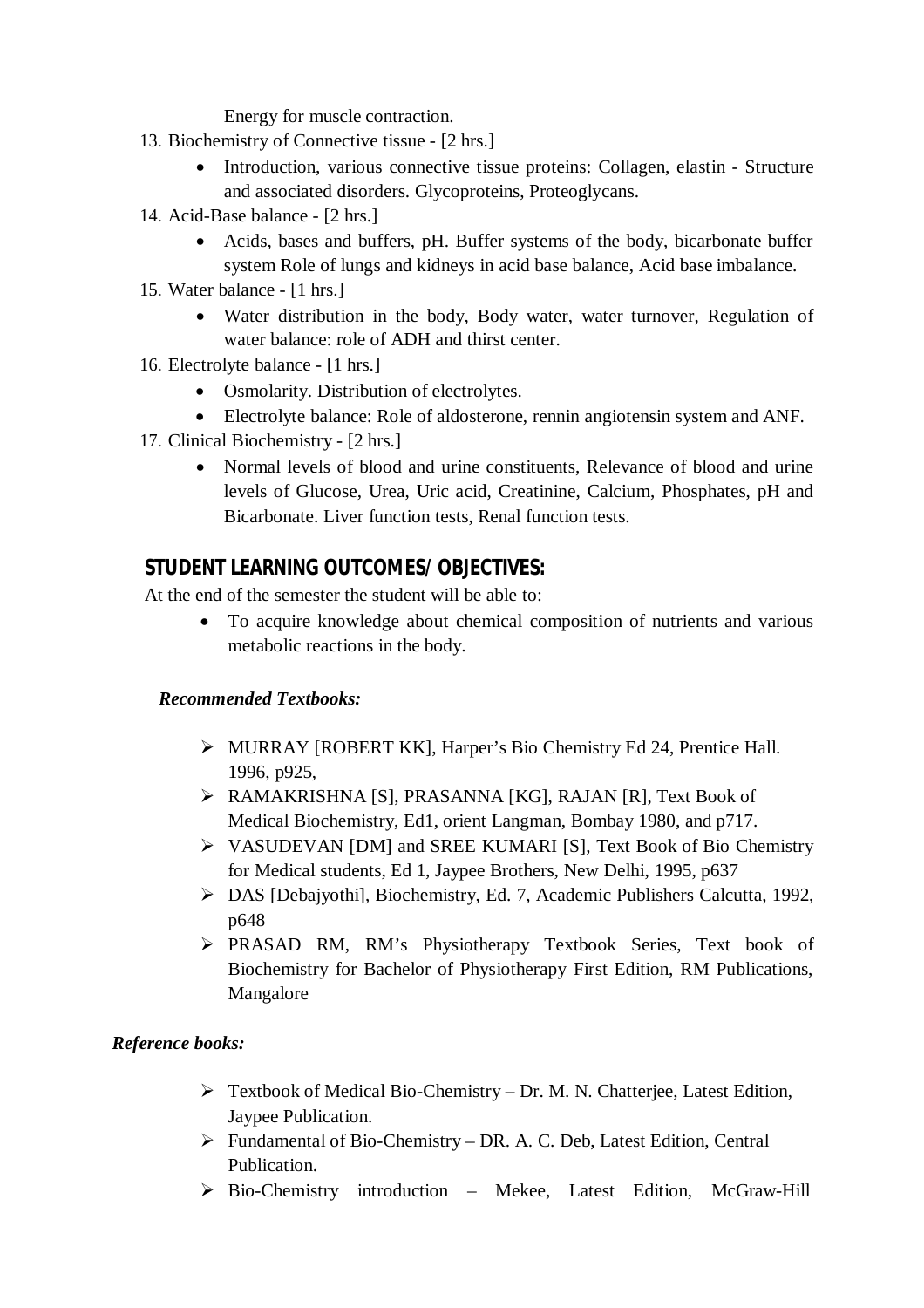Energy for muscle contraction.

13. Biochemistry of Connective tissue - [2 hrs.]
    - Introduction, various connective tissue proteins: Collagen, elastin - Structure and associated disorders. Glycoproteins, Proteoglycans.
14. Acid-Base balance - [2 hrs.]
    - Acids, bases and buffers, pH. Buffer systems of the body, bicarbonate buffer system Role of lungs and kidneys in acid base balance, Acid base imbalance.
15. Water balance - [1 hrs.]
    - Water distribution in the body, Body water, water turnover, Regulation of water balance: role of ADH and thirst center.
16. Electrolyte balance - [1 hrs.]
    - Osmolarity. Distribution of electrolytes.
    - Electrolyte balance: Role of aldosterone, rennin angiotensin system and ANF.
17. Clinical Biochemistry - [2 hrs.]
    - Normal levels of blood and urine constituents, Relevance of blood and urine levels of Glucose, Urea, Uric acid, Creatinine, Calcium, Phosphates, pH and Bicarbonate. Liver function tests, Renal function tests.

## STUDENT LEARNING OUTCOMES/ OBJECTIVES:

At the end of the semester the student will be able to:

- To acquire knowledge about chemical composition of nutrients and various metabolic reactions in the body.

***Recommended Textbooks:***

- MURRAY [ROBERT KK], Harper's Bio Chemistry Ed 24, Prentice Hall. 1996, p925,
- RAMAKRISHNA [S], PRASANNA [KG], RAJAN [R], Text Book of Medical Biochemistry, Ed1, orient Langman, Bombay 1980, and p717.
- VASUDEVAN [DM] and SREE KUMARI [S], Text Book of Bio Chemistry for Medical students, Ed 1, Jaypee Brothers, New Delhi, 1995, p637
- DAS [Debajyothi], Biochemistry, Ed. 7, Academic Publishers Calcutta, 1992, p648
- PRASAD RM, RM's Physiotherapy Textbook Series, Text book of Biochemistry for Bachelor of Physiotherapy First Edition, RM Publications, Mangalore

***Reference books:***

- Textbook of Medical Bio-Chemistry – Dr. M. N. Chatterjee, Latest Edition, Jaypee Publication.
- Fundamental of Bio-Chemistry – DR. A. C. Deb, Latest Edition, Central Publication.
- Bio-Chemistry introduction – Mekee, Latest Edition, McGraw-Hill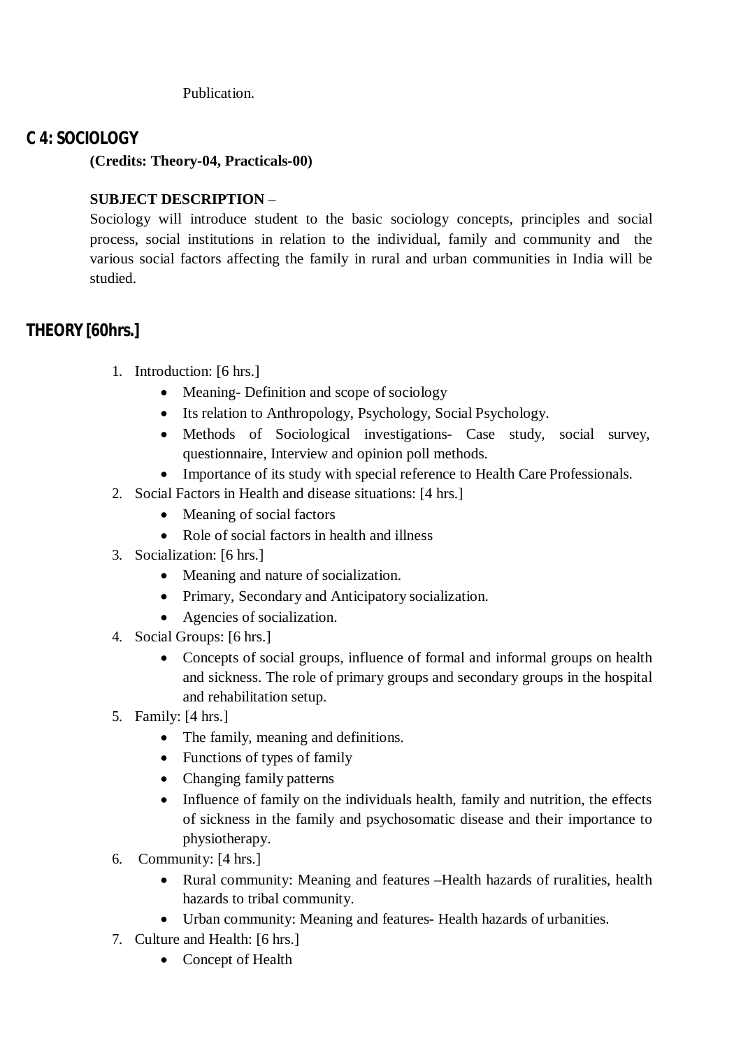Publication.

## C 4: SOCIOLOGY

**(Credits: Theory-04, Practicals-00)**

**SUBJECT DESCRIPTION** –

Sociology will introduce student to the basic sociology concepts, principles and social process, social institutions in relation to the individual, family and community and the various social factors affecting the family in rural and urban communities in India will be studied.

## THEORY [60hrs.]

1. Introduction: [6 hrs.]
   - Meaning- Definition and scope of sociology
   - Its relation to Anthropology, Psychology, Social Psychology.
   - Methods of Sociological investigations- Case study, social survey, questionnaire, Interview and opinion poll methods.
   - Importance of its study with special reference to Health Care Professionals.
2. Social Factors in Health and disease situations: [4 hrs.]
   - Meaning of social factors
   - Role of social factors in health and illness
3. Socialization: [6 hrs.]
   - Meaning and nature of socialization.
   - Primary, Secondary and Anticipatory socialization.
   - Agencies of socialization.
4. Social Groups: [6 hrs.]
   - Concepts of social groups, influence of formal and informal groups on health and sickness. The role of primary groups and secondary groups in the hospital and rehabilitation setup.
5. Family: [4 hrs.]
   - The family, meaning and definitions.
   - Functions of types of family
   - Changing family patterns
   - Influence of family on the individuals health, family and nutrition, the effects of sickness in the family and psychosomatic disease and their importance to physiotherapy.
6. Community: [4 hrs.]
   - Rural community: Meaning and features –Health hazards of ruralities, health hazards to tribal community.
   - Urban community: Meaning and features- Health hazards of urbanities.
7. Culture and Health: [6 hrs.]
   - Concept of Health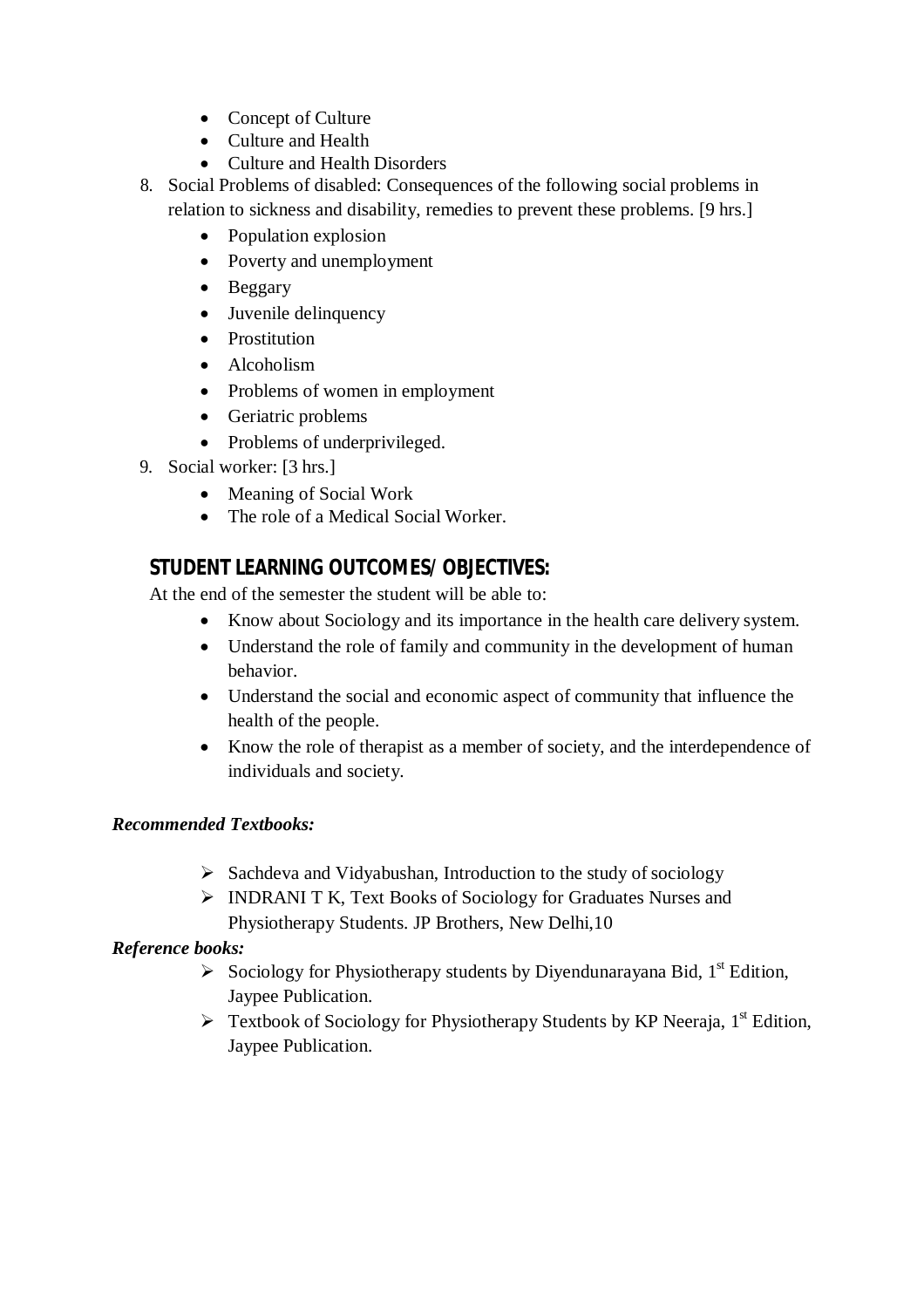- Concept of Culture
- Culture and Health
- Culture and Health Disorders

8. Social Problems of disabled: Consequences of the following social problems in relation to sickness and disability, remedies to prevent these problems. [9 hrs.]
    - Population explosion
    - Poverty and unemployment
    - Beggary
    - Juvenile delinquency
    - Prostitution
    - Alcoholism
    - Problems of women in employment
    - Geriatric problems
    - Problems of underprivileged.
9. Social worker: [3 hrs.]
    - Meaning of Social Work
    - The role of a Medical Social Worker.

**STUDENT LEARNING OUTCOMES/ OBJECTIVES:**

At the end of the semester the student will be able to:

- Know about Sociology and its importance in the health care delivery system.
- Understand the role of family and community in the development of human behavior.
- Understand the social and economic aspect of community that influence the health of the people.
- Know the role of therapist as a member of society, and the interdependence of individuals and society.

***Recommended Textbooks:***

- Sachdeva and Vidyabushan, Introduction to the study of sociology
- INDRANI T K, Text Books of Sociology for Graduates Nurses and Physiotherapy Students. JP Brothers, New Delhi,10

***Reference books:***

- Sociology for Physiotherapy students by Diyendunarayana Bid, 1st Edition, Jaypee Publication.
- Textbook of Sociology for Physiotherapy Students by KP Neeraja, 1st Edition, Jaypee Publication.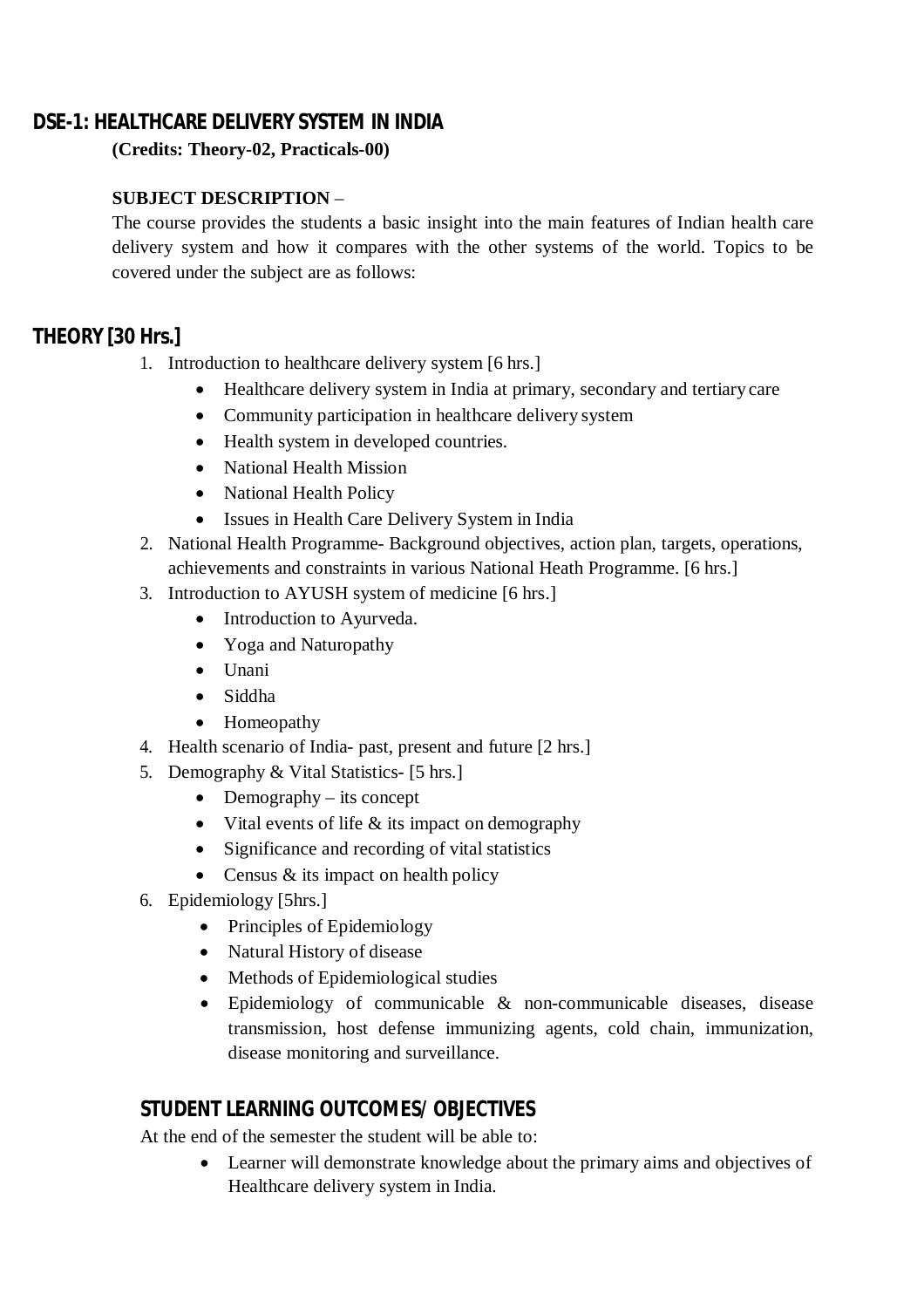## DSE-1: HEALTHCARE DELIVERY SYSTEM IN INDIA

**(Credits: Theory-02, Practicals-00)**

**SUBJECT DESCRIPTION** –

The course provides the students a basic insight into the main features of Indian health care delivery system and how it compares with the other systems of the world. Topics to be covered under the subject are as follows:

## THEORY [30 Hrs.]

1. Introduction to healthcare delivery system [6 hrs.]
   - Healthcare delivery system in India at primary, secondary and tertiary care
   - Community participation in healthcare delivery system
   - Health system in developed countries.
   - National Health Mission
   - National Health Policy
   - Issues in Health Care Delivery System in India
2. National Health Programme- Background objectives, action plan, targets, operations, achievements and constraints in various National Heath Programme. [6 hrs.]
3. Introduction to AYUSH system of medicine [6 hrs.]
   - Introduction to Ayurveda.
   - Yoga and Naturopathy
   - Unani
   - Siddha
   - Homeopathy
4. Health scenario of India- past, present and future [2 hrs.]
5. Demography & Vital Statistics- [5 hrs.]
   - Demography – its concept
   - Vital events of life & its impact on demography
   - Significance and recording of vital statistics
   - Census & its impact on health policy
6. Epidemiology [5hrs.]
   - Principles of Epidemiology
   - Natural History of disease
   - Methods of Epidemiological studies
   - Epidemiology of communicable & non-communicable diseases, disease transmission, host defense immunizing agents, cold chain, immunization, disease monitoring and surveillance.

### STUDENT LEARNING OUTCOMES/ OBJECTIVES

At the end of the semester the student will be able to:

- Learner will demonstrate knowledge about the primary aims and objectives of Healthcare delivery system in India.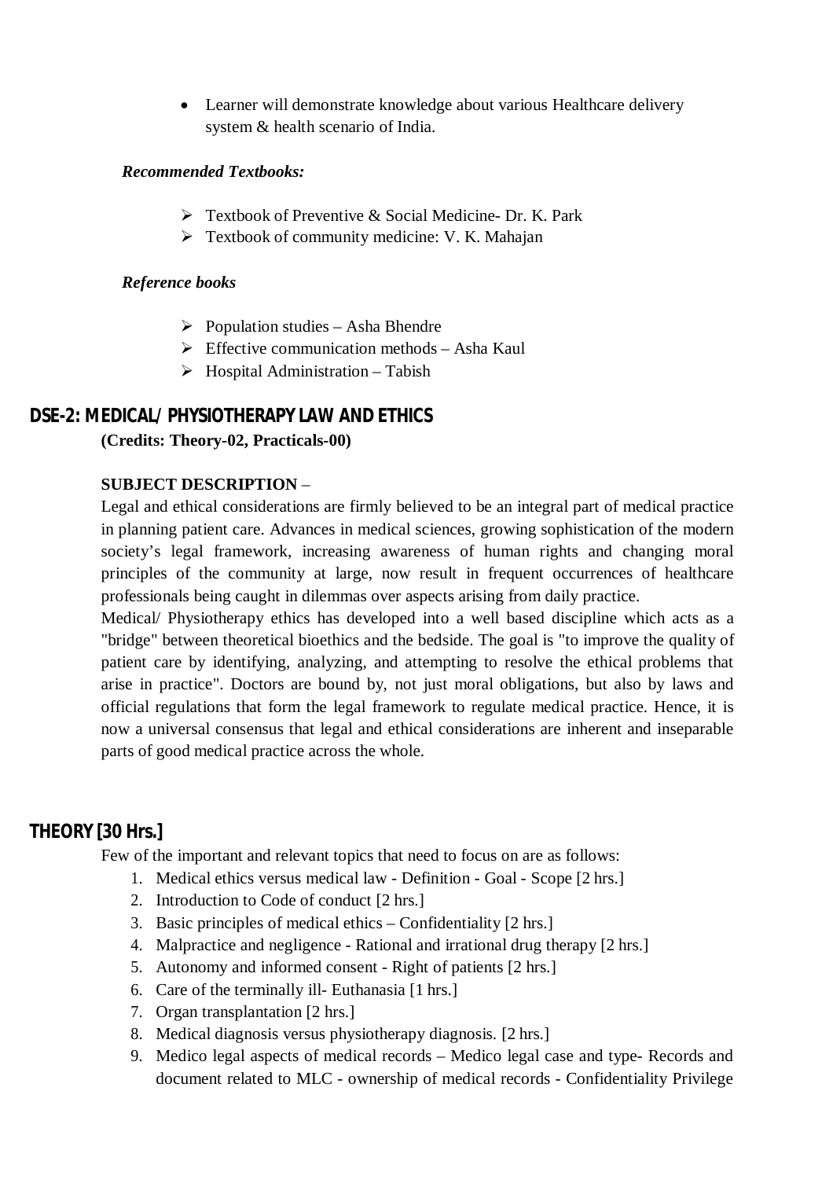- Learner will demonstrate knowledge about various Healthcare delivery system & health scenario of India.

***Recommended Textbooks:***

- Textbook of Preventive & Social Medicine- Dr. K. Park
- Textbook of community medicine: V. K. Mahajan

***Reference books***

- Population studies – Asha Bhendre
- Effective communication methods – Asha Kaul
- Hospital Administration – Tabish

## DSE-2: MEDICAL/ PHYSIOTHERAPY LAW AND ETHICS

**(Credits: Theory-02, Practicals-00)**

**SUBJECT DESCRIPTION** –

Legal and ethical considerations are firmly believed to be an integral part of medical practice in planning patient care. Advances in medical sciences, growing sophistication of the modern society's legal framework, increasing awareness of human rights and changing moral principles of the community at large, now result in frequent occurrences of healthcare professionals being caught in dilemmas over aspects arising from daily practice.

Medical/ Physiotherapy ethics has developed into a well based discipline which acts as a "bridge" between theoretical bioethics and the bedside. The goal is "to improve the quality of patient care by identifying, analyzing, and attempting to resolve the ethical problems that arise in practice". Doctors are bound by, not just moral obligations, but also by laws and official regulations that form the legal framework to regulate medical practice. Hence, it is now a universal consensus that legal and ethical considerations are inherent and inseparable parts of good medical practice across the whole.

## THEORY [30 Hrs.]

Few of the important and relevant topics that need to focus on are as follows:

1. Medical ethics versus medical law - Definition - Goal - Scope [2 hrs.]
2. Introduction to Code of conduct [2 hrs.]
3. Basic principles of medical ethics – Confidentiality [2 hrs.]
4. Malpractice and negligence - Rational and irrational drug therapy [2 hrs.]
5. Autonomy and informed consent - Right of patients [2 hrs.]
6. Care of the terminally ill- Euthanasia [1 hrs.]
7. Organ transplantation [2 hrs.]
8. Medical diagnosis versus physiotherapy diagnosis. [2 hrs.]
9. Medico legal aspects of medical records – Medico legal case and type- Records and document related to MLC - ownership of medical records - Confidentiality Privilege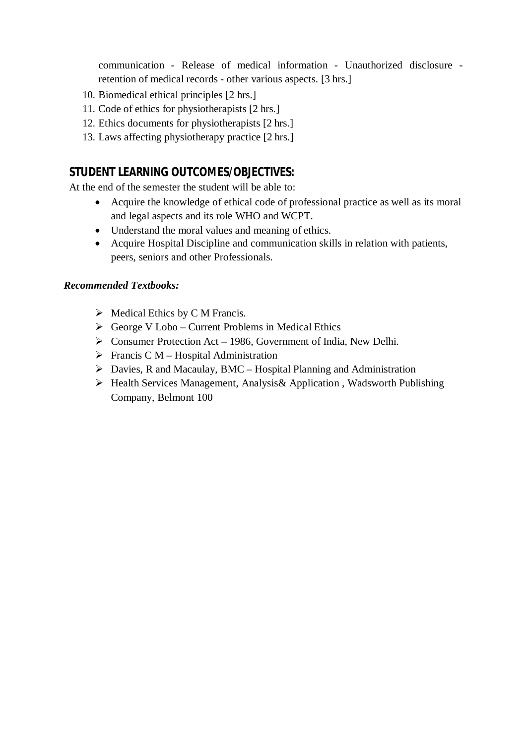communication - Release of medical information - Unauthorized disclosure - retention of medical records - other various aspects. [3 hrs.]

10. Biomedical ethical principles [2 hrs.]
11. Code of ethics for physiotherapists [2 hrs.]
12. Ethics documents for physiotherapists [2 hrs.]
13. Laws affecting physiotherapy practice [2 hrs.]

## STUDENT LEARNING OUTCOMES/OBJECTIVES:

At the end of the semester the student will be able to:

- Acquire the knowledge of ethical code of professional practice as well as its moral and legal aspects and its role WHO and WCPT.
- Understand the moral values and meaning of ethics.
- Acquire Hospital Discipline and communication skills in relation with patients, peers, seniors and other Professionals.

***Recommended Textbooks:***

- Medical Ethics by C M Francis.
- George V Lobo – Current Problems in Medical Ethics
- Consumer Protection Act – 1986, Government of India, New Delhi.
- Francis C M – Hospital Administration
- Davies, R and Macaulay, BMC – Hospital Planning and Administration
- Health Services Management, Analysis& Application , Wadsworth Publishing Company, Belmont 100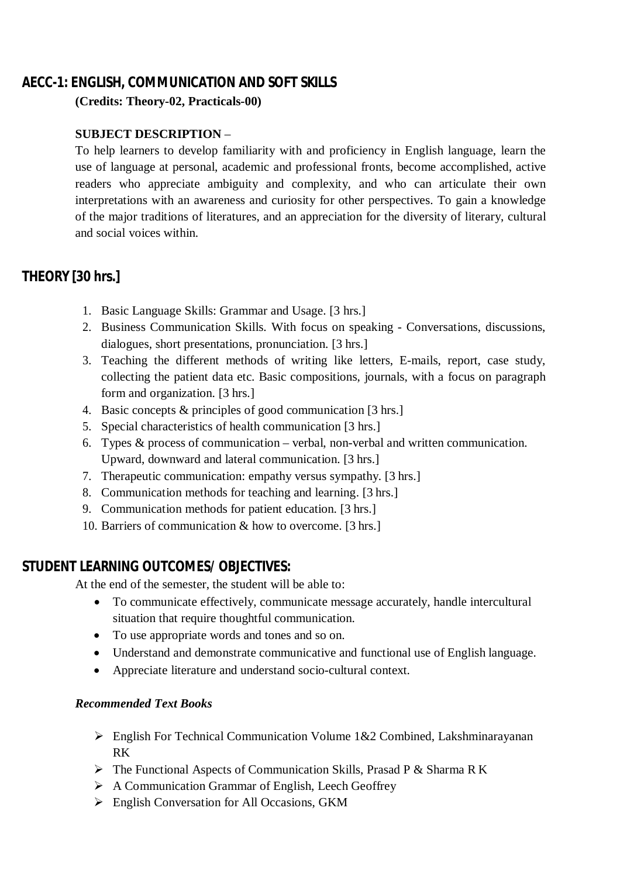## AECC-1: ENGLISH, COMMUNICATION AND SOFT SKILLS

**(Credits: Theory-02, Practicals-00)**

**SUBJECT DESCRIPTION** –

To help learners to develop familiarity with and proficiency in English language, learn the use of language at personal, academic and professional fronts, become accomplished, active readers who appreciate ambiguity and complexity, and who can articulate their own interpretations with an awareness and curiosity for other perspectives. To gain a knowledge of the major traditions of literatures, and an appreciation for the diversity of literary, cultural and social voices within.

## THEORY [30 hrs.]

1. Basic Language Skills: Grammar and Usage. [3 hrs.]
2. Business Communication Skills. With focus on speaking - Conversations, discussions, dialogues, short presentations, pronunciation. [3 hrs.]
3. Teaching the different methods of writing like letters, E-mails, report, case study, collecting the patient data etc. Basic compositions, journals, with a focus on paragraph form and organization. [3 hrs.]
4. Basic concepts & principles of good communication [3 hrs.]
5. Special characteristics of health communication [3 hrs.]
6. Types & process of communication – verbal, non-verbal and written communication. Upward, downward and lateral communication. [3 hrs.]
7. Therapeutic communication: empathy versus sympathy. [3 hrs.]
8. Communication methods for teaching and learning. [3 hrs.]
9. Communication methods for patient education. [3 hrs.]
10. Barriers of communication & how to overcome. [3 hrs.]

## STUDENT LEARNING OUTCOMES/ OBJECTIVES:

At the end of the semester, the student will be able to:

- To communicate effectively, communicate message accurately, handle intercultural situation that require thoughtful communication.
- To use appropriate words and tones and so on.
- Understand and demonstrate communicative and functional use of English language.
- Appreciate literature and understand socio-cultural context.

***Recommended Text Books***

- English For Technical Communication Volume 1&2 Combined, Lakshminarayanan RK
- The Functional Aspects of Communication Skills, Prasad P & Sharma R K
- A Communication Grammar of English, Leech Geoffrey
- English Conversation for All Occasions, GKM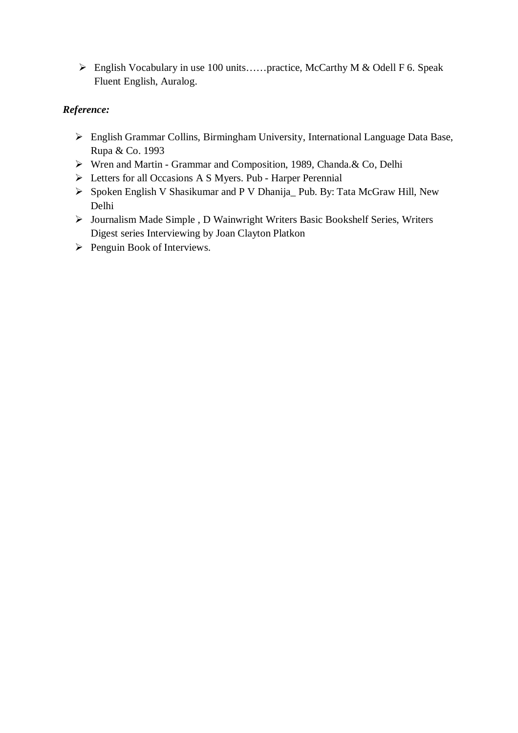- English Vocabulary in use 100 units……practice, McCarthy M & Odell F 6. Speak Fluent English, Auralog.

***Reference:***

- English Grammar Collins, Birmingham University, International Language Data Base, Rupa & Co. 1993
- Wren and Martin - Grammar and Composition, 1989, Chanda.& Co, Delhi
- Letters for all Occasions A S Myers. Pub - Harper Perennial
- Spoken English V Shasikumar and P V Dhanija_ Pub. By: Tata McGraw Hill, New Delhi
- Journalism Made Simple , D Wainwright Writers Basic Bookshelf Series, Writers Digest series Interviewing by Joan Clayton Platkon
- Penguin Book of Interviews.